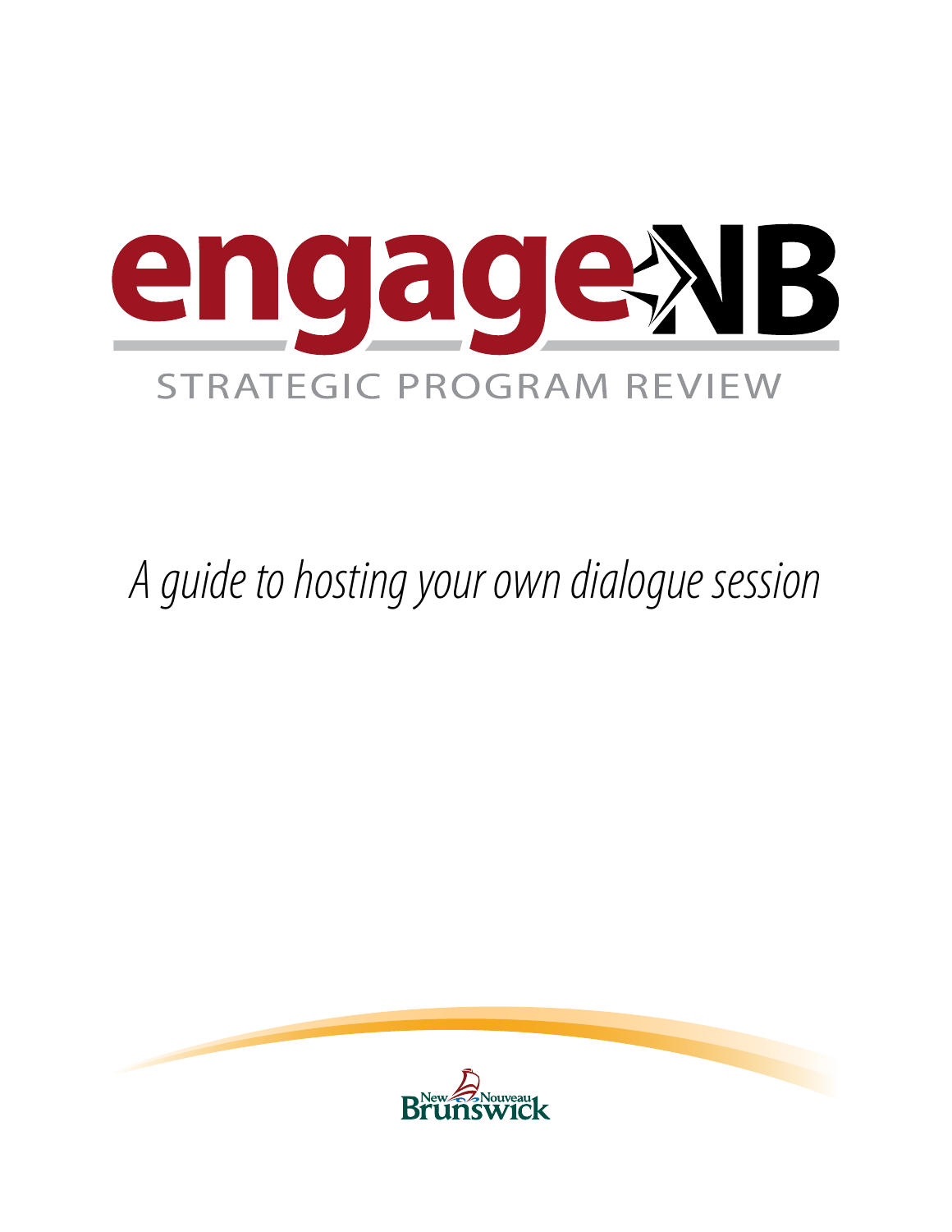# engageNB

STRATEGIC PROGRAM REVIEW

*A guide to hosting your own dialogue session*

New Nouveau Brunswick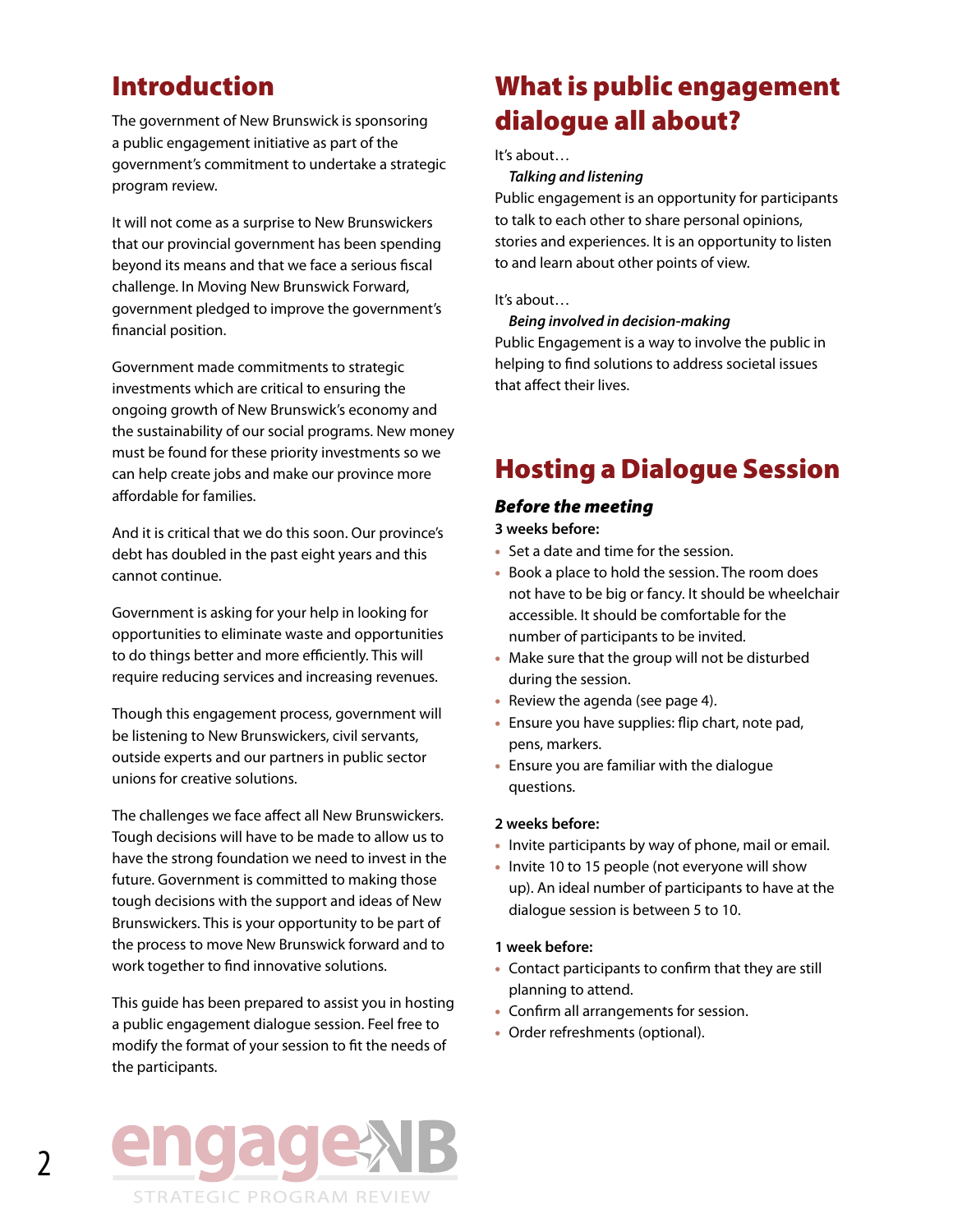## Introduction

The government of New Brunswick is sponsoring a public engagement initiative as part of the government's commitment to undertake a strategic program review.

It will not come as a surprise to New Brunswickers that our provincial government has been spending beyond its means and that we face a serious fiscal challenge. In Moving New Brunswick Forward, government pledged to improve the government's financial position.

Government made commitments to strategic investments which are critical to ensuring the ongoing growth of New Brunswick's economy and the sustainability of our social programs. New money must be found for these priority investments so we can help create jobs and make our province more affordable for families.

And it is critical that we do this soon. Our province's debt has doubled in the past eight years and this cannot continue.

Government is asking for your help in looking for opportunities to eliminate waste and opportunities to do things better and more efficiently. This will require reducing services and increasing revenues.

Though this engagement process, government will be listening to New Brunswickers, civil servants, outside experts and our partners in public sector unions for creative solutions.

The challenges we face affect all New Brunswickers. Tough decisions will have to be made to allow us to have the strong foundation we need to invest in the future. Government is committed to making those tough decisions with the support and ideas of New Brunswickers. This is your opportunity to be part of the process to move New Brunswick forward and to work together to find innovative solutions.

This guide has been prepared to assist you in hosting a public engagement dialogue session. Feel free to modify the format of your session to fit the needs of the participants.

engageNB

STRATEGIC PROGRAM REVIEW

## What is public engagement dialogue all about?

It's about…

***Talking and listening***

Public engagement is an opportunity for participants to talk to each other to share personal opinions, stories and experiences. It is an opportunity to listen to and learn about other points of view.

It's about…

***Being involved in decision-making***

Public Engagement is a way to involve the public in helping to find solutions to address societal issues that affect their lives.

## Hosting a Dialogue Session

### *Before the meeting*

**3 weeks before:**

- Set a date and time for the session.
- Book a place to hold the session. The room does not have to be big or fancy. It should be wheelchair accessible. It should be comfortable for the number of participants to be invited.
- Make sure that the group will not be disturbed during the session.
- Review the agenda (see page 4).
- Ensure you have supplies: flip chart, note pad, pens, markers.
- Ensure you are familiar with the dialogue questions.

**2 weeks before:**

- Invite participants by way of phone, mail or email.
- Invite 10 to 15 people (not everyone will show up). An ideal number of participants to have at the dialogue session is between 5 to 10.

**1 week before:**

- Contact participants to confirm that they are still planning to attend.
- Confirm all arrangements for session.
- Order refreshments (optional).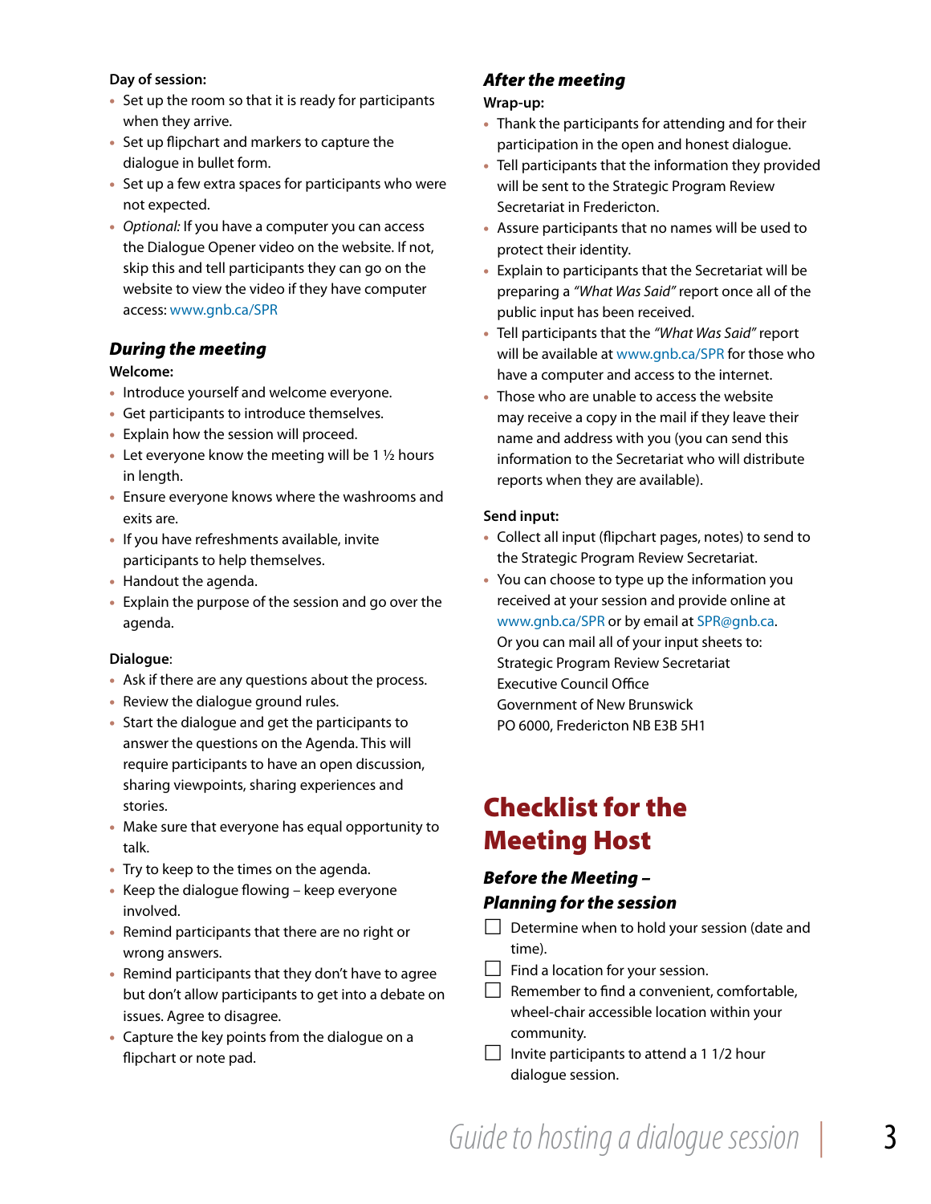**Day of session:**

- Set up the room so that it is ready for participants when they arrive.
- Set up flipchart and markers to capture the dialogue in bullet form.
- Set up a few extra spaces for participants who were not expected.
- *Optional:* If you have a computer you can access the Dialogue Opener video on the website. If not, skip this and tell participants they can go on the website to view the video if they have computer access: www.gnb.ca/SPR

### *During the meeting*

**Welcome:**

- Introduce yourself and welcome everyone.
- Get participants to introduce themselves.
- Explain how the session will proceed.
- Let everyone know the meeting will be 1 ½ hours in length.
- Ensure everyone knows where the washrooms and exits are.
- If you have refreshments available, invite participants to help themselves.
- Handout the agenda.
- Explain the purpose of the session and go over the agenda.

**Dialogue**:

- Ask if there are any questions about the process.
- Review the dialogue ground rules.
- Start the dialogue and get the participants to answer the questions on the Agenda. This will require participants to have an open discussion, sharing viewpoints, sharing experiences and stories.
- Make sure that everyone has equal opportunity to talk.
- Try to keep to the times on the agenda.
- Keep the dialogue flowing – keep everyone involved.
- Remind participants that there are no right or wrong answers.
- Remind participants that they don't have to agree but don't allow participants to get into a debate on issues. Agree to disagree.
- Capture the key points from the dialogue on a flipchart or note pad.

### *After the meeting*

**Wrap-up:**

- Thank the participants for attending and for their participation in the open and honest dialogue.
- Tell participants that the information they provided will be sent to the Strategic Program Review Secretariat in Fredericton.
- Assure participants that no names will be used to protect their identity.
- Explain to participants that the Secretariat will be preparing a *"What Was Said"* report once all of the public input has been received.
- Tell participants that the *"What Was Said"* report will be available at www.gnb.ca/SPR for those who have a computer and access to the internet.
- Those who are unable to access the website may receive a copy in the mail if they leave their name and address with you (you can send this information to the Secretariat who will distribute reports when they are available).

**Send input:**

- Collect all input (flipchart pages, notes) to send to the Strategic Program Review Secretariat.
- You can choose to type up the information you received at your session and provide online at www.gnb.ca/SPR or by email at SPR@gnb.ca. Or you can mail all of your input sheets to:  
  Strategic Program Review Secretariat  
  Executive Council Office  
  Government of New Brunswick  
  PO 6000, Fredericton NB E3B 5H1

## Checklist for the Meeting Host

### *Before the Meeting – Planning for the session*

- [ ] Determine when to hold your session (date and time).
- [ ] Find a location for your session.
- [ ] Remember to find a convenient, comfortable, wheel-chair accessible location within your community.
- [ ] Invite participants to attend a 1 1/2 hour dialogue session.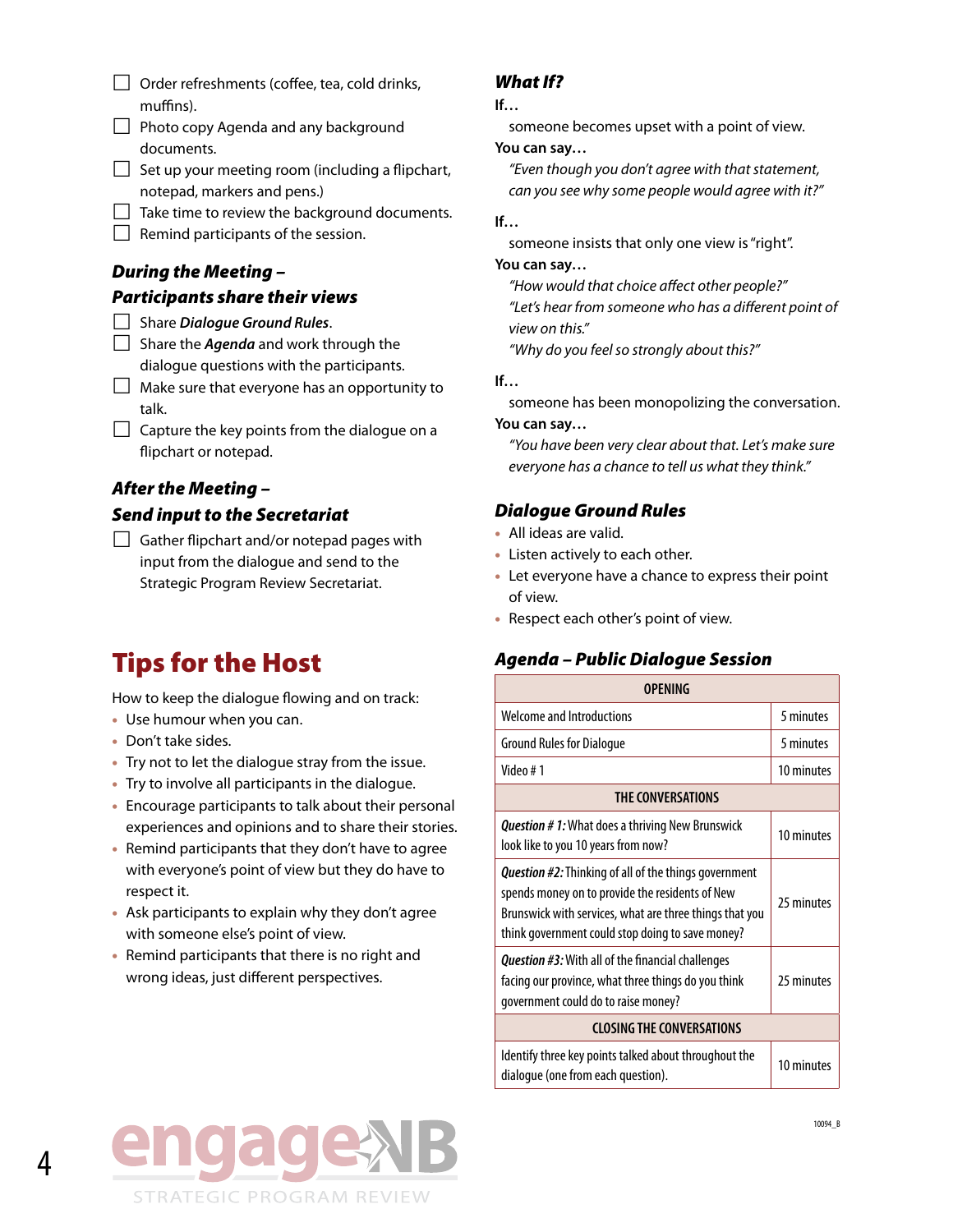- [ ] Order refreshments (coffee, tea, cold drinks, muffins).
- [ ] Photo copy Agenda and any background documents.
- [ ] Set up your meeting room (including a flipchart, notepad, markers and pens.)
- [ ] Take time to review the background documents.
- [ ] Remind participants of the session.

### During the Meeting – Participants share their views

- [ ] Share *Dialogue Ground Rules*.
- [ ] Share the *Agenda* and work through the dialogue questions with the participants.
- [ ] Make sure that everyone has an opportunity to talk.
- [ ] Capture the key points from the dialogue on a flipchart or notepad.

### After the Meeting – Send input to the Secretariat

- [ ] Gather flipchart and/or notepad pages with input from the dialogue and send to the Strategic Program Review Secretariat.

## Tips for the Host

How to keep the dialogue flowing and on track:

- Use humour when you can.
- Don't take sides.
- Try not to let the dialogue stray from the issue.
- Try to involve all participants in the dialogue.
- Encourage participants to talk about their personal experiences and opinions and to share their stories.
- Remind participants that they don't have to agree with everyone's point of view but they do have to respect it.
- Ask participants to explain why they don't agree with someone else's point of view.
- Remind participants that there is no right and wrong ideas, just different perspectives.

### What If?

**If…**

someone becomes upset with a point of view.

**You can say…**

*"Even though you don't agree with that statement, can you see why some people would agree with it?"*

**If…**

someone insists that only one view is "right".

**You can say…**

*"How would that choice affect other people?"*
*"Let's hear from someone who has a different point of view on this."*
*"Why do you feel so strongly about this?"*

**If…**

someone has been monopolizing the conversation.

**You can say…**

*"You have been very clear about that. Let's make sure everyone has a chance to tell us what they think."*

### Dialogue Ground Rules

- All ideas are valid.
- Listen actively to each other.
- Let everyone have a chance to express their point of view.
- Respect each other's point of view.

### Agenda – Public Dialogue Session

| OPENING | |
|---|---|
| Welcome and Introductions | 5 minutes |
| Ground Rules for Dialogue | 5 minutes |
| Video # 1 | 10 minutes |
| **THE CONVERSATIONS** | |
| *Question # 1:* What does a thriving New Brunswick look like to you 10 years from now? | 10 minutes |
| *Question #2:* Thinking of all of the things government spends money on to provide the residents of New Brunswick with services, what are three things that you think government could stop doing to save money? | 25 minutes |
| *Question #3:* With all of the financial challenges facing our province, what three things do you think government could do to raise money? | 25 minutes |
| **CLOSING THE CONVERSATIONS** | |
| Identify three key points talked about throughout the dialogue (one from each question). | 10 minutes |

10094_B

engageNB
STRATEGIC PROGRAM REVIEW